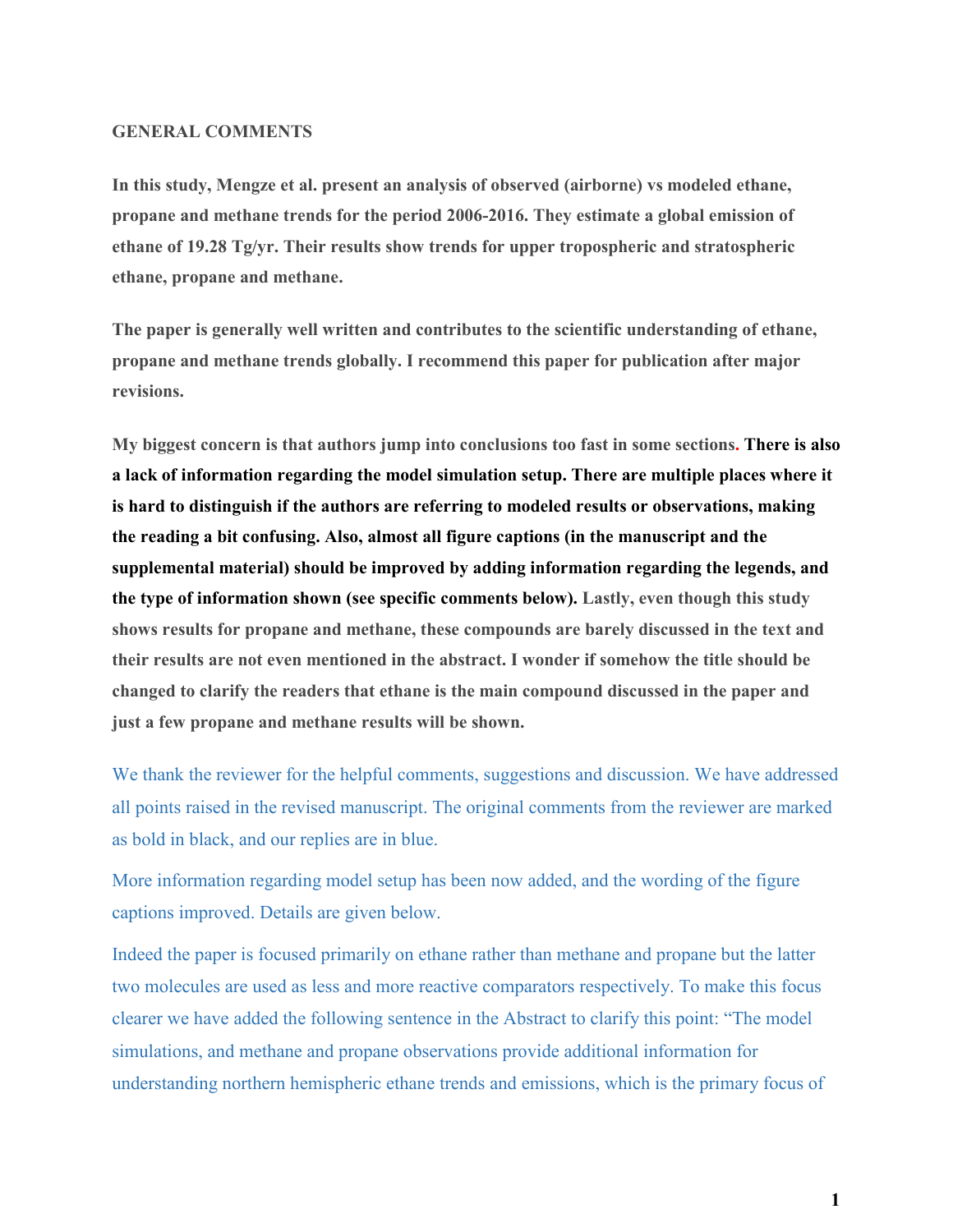**GENERAL COMMENTS**

**In this study, Mengze et al. present an analysis of observed (airborne) vs modeled ethane, propane and methane trends for the period 2006-2016. They estimate a global emission of ethane of 19.28 Tg/yr. Their results show trends for upper tropospheric and stratospheric ethane, propane and methane.**

**The paper is generally well written and contributes to the scientific understanding of ethane, propane and methane trends globally. I recommend this paper for publication after major revisions.**

**My biggest concern is that authors jump into conclusions too fast in some sections. There is also a lack of information regarding the model simulation setup. There are multiple places where it is hard to distinguish if the authors are referring to modeled results or observations, making the reading a bit confusing. Also, almost all figure captions (in the manuscript and the supplemental material) should be improved by adding information regarding the legends, and the type of information shown (see specific comments below). Lastly, even though this study shows results for propane and methane, these compounds are barely discussed in the text and their results are not even mentioned in the abstract. I wonder if somehow the title should be changed to clarify the readers that ethane is the main compound discussed in the paper and just a few propane and methane results will be shown.**

We thank the reviewer for the helpful comments, suggestions and discussion. We have addressed all points raised in the revised manuscript. The original comments from the reviewer are marked as bold in black, and our replies are in blue.

More information regarding model setup has been now added, and the wording of the figure captions improved. Details are given below.

Indeed the paper is focused primarily on ethane rather than methane and propane but the latter two molecules are used as less and more reactive comparators respectively. To make this focus clearer we have added the following sentence in the Abstract to clarify this point: "The model simulations, and methane and propane observations provide additional information for understanding northern hemispheric ethane trends and emissions, which is the primary focus of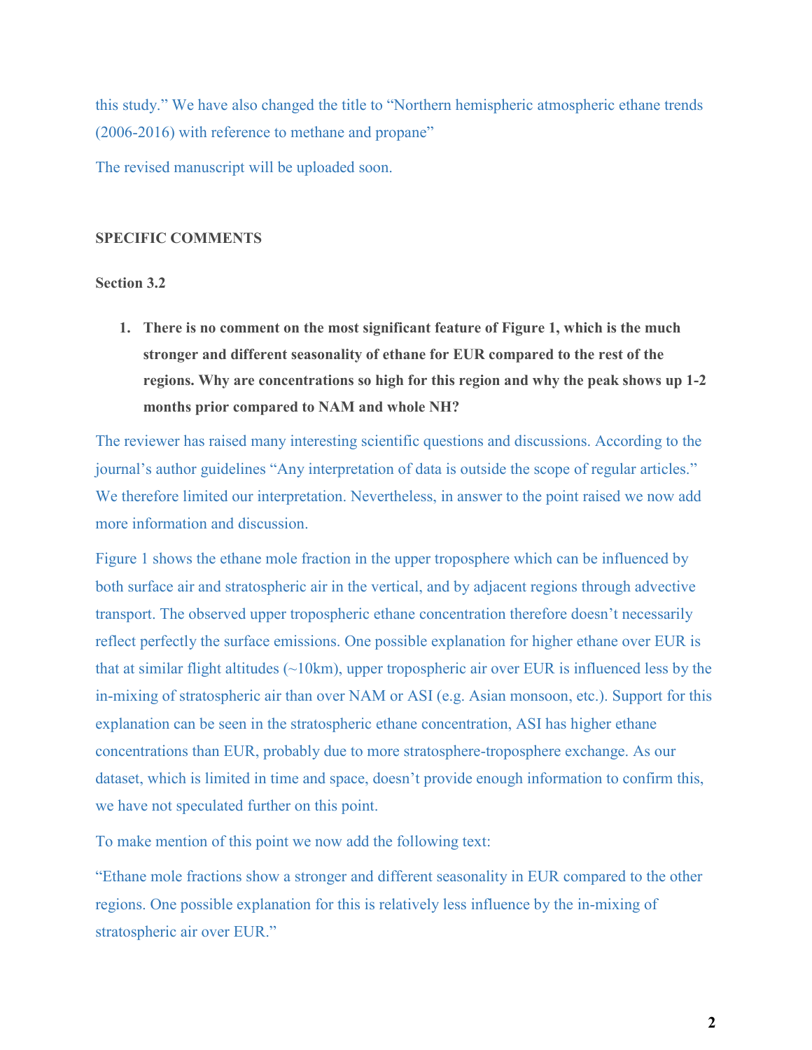this study." We have also changed the title to "Northern hemispheric atmospheric ethane trends (2006-2016) with reference to methane and propane"

The revised manuscript will be uploaded soon.

**SPECIFIC COMMENTS**

**Section 3.2**

1. **There is no comment on the most significant feature of Figure 1, which is the much stronger and different seasonality of ethane for EUR compared to the rest of the regions. Why are concentrations so high for this region and why the peak shows up 1-2 months prior compared to NAM and whole NH?**

The reviewer has raised many interesting scientific questions and discussions. According to the journal's author guidelines "Any interpretation of data is outside the scope of regular articles." We therefore limited our interpretation. Nevertheless, in answer to the point raised we now add more information and discussion.

Figure 1 shows the ethane mole fraction in the upper troposphere which can be influenced by both surface air and stratospheric air in the vertical, and by adjacent regions through advective transport. The observed upper tropospheric ethane concentration therefore doesn't necessarily reflect perfectly the surface emissions. One possible explanation for higher ethane over EUR is that at similar flight altitudes (~10km), upper tropospheric air over EUR is influenced less by the in-mixing of stratospheric air than over NAM or ASI (e.g. Asian monsoon, etc.). Support for this explanation can be seen in the stratospheric ethane concentration, ASI has higher ethane concentrations than EUR, probably due to more stratosphere-troposphere exchange. As our dataset, which is limited in time and space, doesn't provide enough information to confirm this, we have not speculated further on this point.

To make mention of this point we now add the following text:

"Ethane mole fractions show a stronger and different seasonality in EUR compared to the other regions. One possible explanation for this is relatively less influence by the in-mixing of stratospheric air over EUR."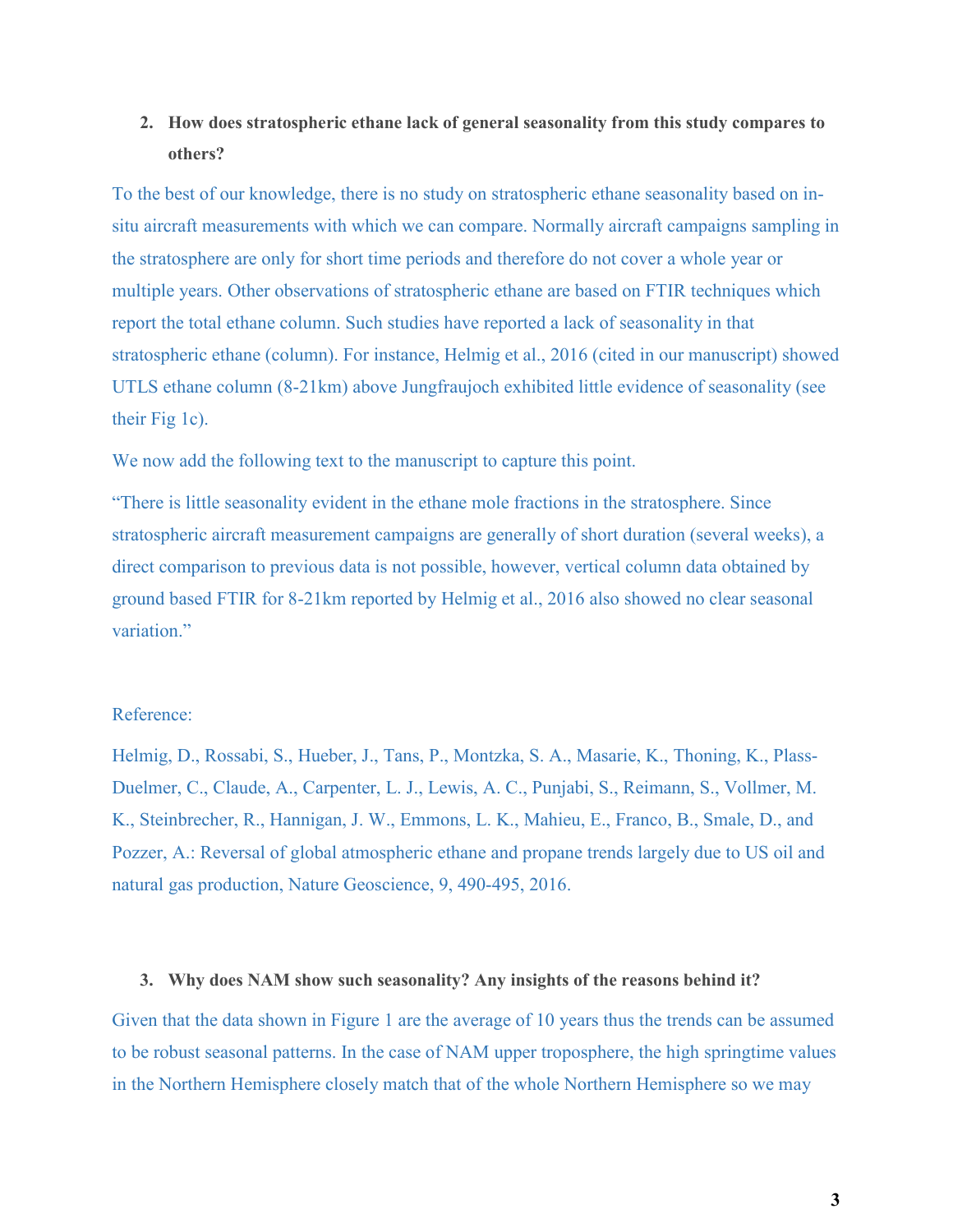2. **How does stratospheric ethane lack of general seasonality from this study compares to others?**

To the best of our knowledge, there is no study on stratospheric ethane seasonality based on in-situ aircraft measurements with which we can compare. Normally aircraft campaigns sampling in the stratosphere are only for short time periods and therefore do not cover a whole year or multiple years. Other observations of stratospheric ethane are based on FTIR techniques which report the total ethane column. Such studies have reported a lack of seasonality in that stratospheric ethane (column). For instance, Helmig et al., 2016 (cited in our manuscript) showed UTLS ethane column (8-21km) above Jungfraujoch exhibited little evidence of seasonality (see their Fig 1c).

We now add the following text to the manuscript to capture this point.

"There is little seasonality evident in the ethane mole fractions in the stratosphere. Since stratospheric aircraft measurement campaigns are generally of short duration (several weeks), a direct comparison to previous data is not possible, however, vertical column data obtained by ground based FTIR for 8-21km reported by Helmig et al., 2016 also showed no clear seasonal variation."

Reference:

Helmig, D., Rossabi, S., Hueber, J., Tans, P., Montzka, S. A., Masarie, K., Thoning, K., Plass-Duelmer, C., Claude, A., Carpenter, L. J., Lewis, A. C., Punjabi, S., Reimann, S., Vollmer, M. K., Steinbrecher, R., Hannigan, J. W., Emmons, L. K., Mahieu, E., Franco, B., Smale, D., and Pozzer, A.: Reversal of global atmospheric ethane and propane trends largely due to US oil and natural gas production, Nature Geoscience, 9, 490-495, 2016.

3. **Why does NAM show such seasonality? Any insights of the reasons behind it?**

Given that the data shown in Figure 1 are the average of 10 years thus the trends can be assumed to be robust seasonal patterns. In the case of NAM upper troposphere, the high springtime values in the Northern Hemisphere closely match that of the whole Northern Hemisphere so we may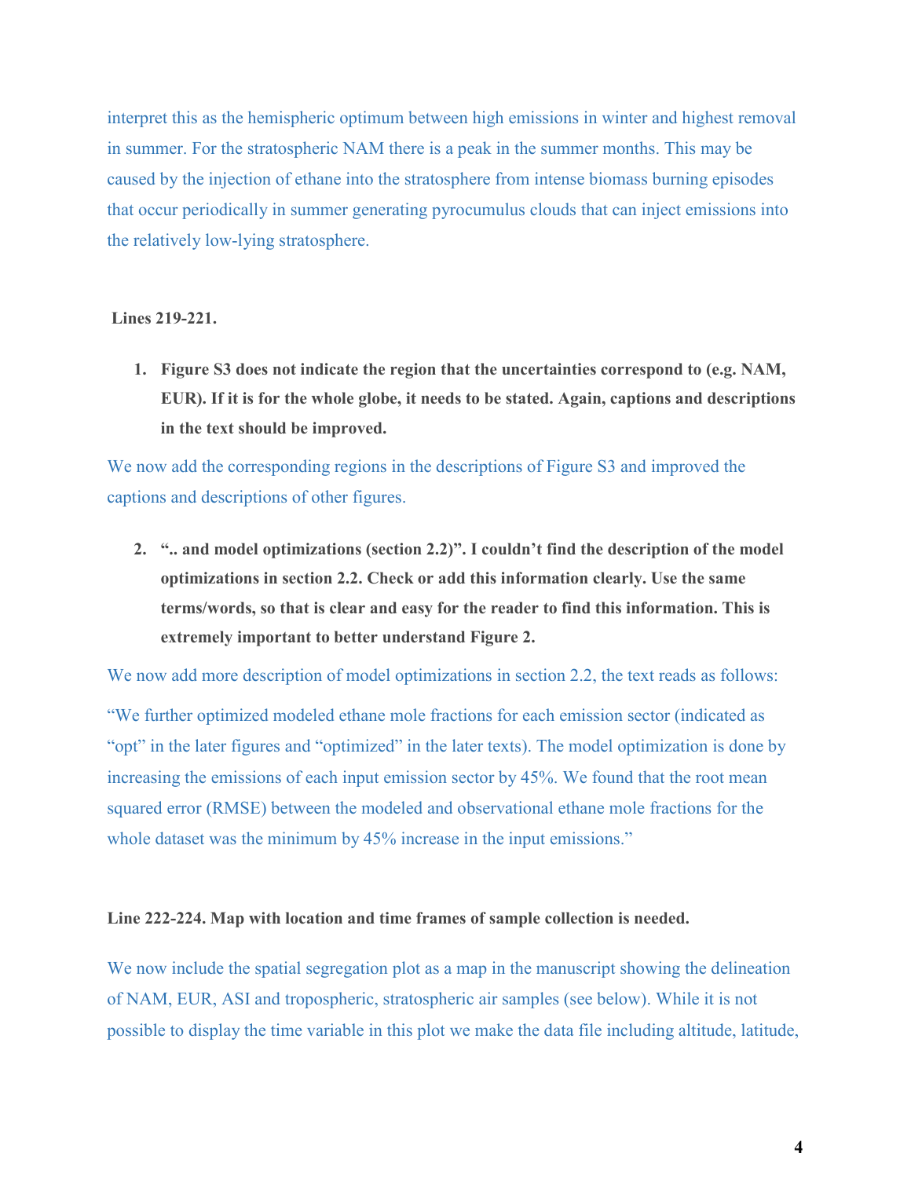interpret this as the hemispheric optimum between high emissions in winter and highest removal in summer. For the stratospheric NAM there is a peak in the summer months. This may be caused by the injection of ethane into the stratosphere from intense biomass burning episodes that occur periodically in summer generating pyrocumulus clouds that can inject emissions into the relatively low-lying stratosphere.

**Lines 219-221.**

1. **Figure S3 does not indicate the region that the uncertainties correspond to (e.g. NAM, EUR). If it is for the whole globe, it needs to be stated. Again, captions and descriptions in the text should be improved.**

We now add the corresponding regions in the descriptions of Figure S3 and improved the captions and descriptions of other figures.

2. **".. and model optimizations (section 2.2)". I couldn't find the description of the model optimizations in section 2.2. Check or add this information clearly. Use the same terms/words, so that is clear and easy for the reader to find this information. This is extremely important to better understand Figure 2.**

We now add more description of model optimizations in section 2.2, the text reads as follows:

"We further optimized modeled ethane mole fractions for each emission sector (indicated as "opt" in the later figures and "optimized" in the later texts). The model optimization is done by increasing the emissions of each input emission sector by 45%. We found that the root mean squared error (RMSE) between the modeled and observational ethane mole fractions for the whole dataset was the minimum by 45% increase in the input emissions."

**Line 222-224. Map with location and time frames of sample collection is needed.**

We now include the spatial segregation plot as a map in the manuscript showing the delineation of NAM, EUR, ASI and tropospheric, stratospheric air samples (see below). While it is not possible to display the time variable in this plot we make the data file including altitude, latitude,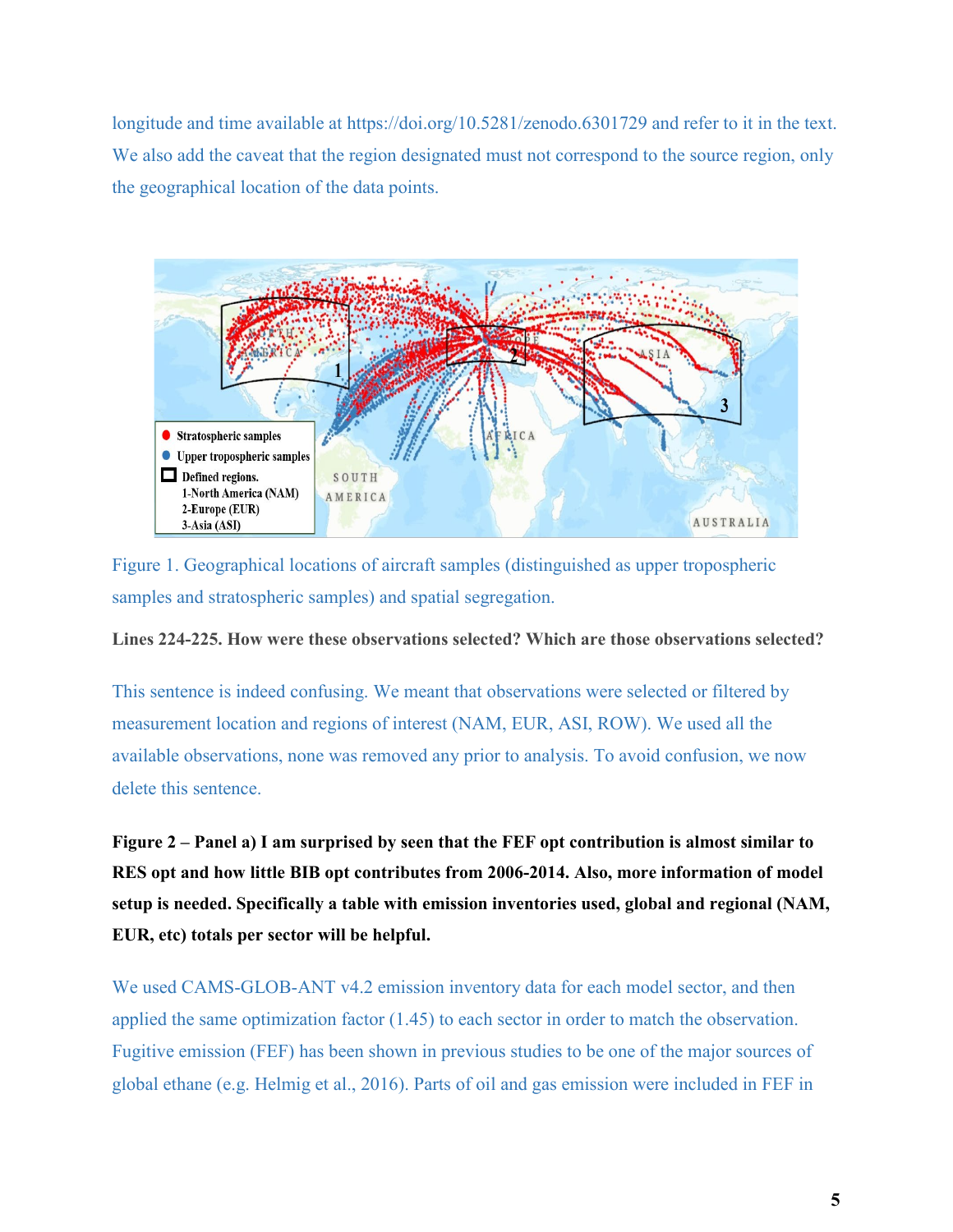longitude and time available at https://doi.org/10.5281/zenodo.6301729 and refer to it in the text. We also add the caveat that the region designated must not correspond to the source region, only the geographical location of the data points.

Figure 1. Geographical locations of aircraft samples (distinguished as upper tropospheric samples and stratospheric samples) and spatial segregation.

**Lines 224-225. How were these observations selected? Which are those observations selected?**

This sentence is indeed confusing. We meant that observations were selected or filtered by measurement location and regions of interest (NAM, EUR, ASI, ROW). We used all the available observations, none was removed any prior to analysis. To avoid confusion, we now delete this sentence.

**Figure 2 – Panel a) I am surprised by seen that the FEF opt contribution is almost similar to RES opt and how little BIB opt contributes from 2006-2014. Also, more information of model setup is needed. Specifically a table with emission inventories used, global and regional (NAM, EUR, etc) totals per sector will be helpful.**

We used CAMS-GLOB-ANT v4.2 emission inventory data for each model sector, and then applied the same optimization factor (1.45) to each sector in order to match the observation. Fugitive emission (FEF) has been shown in previous studies to be one of the major sources of global ethane (e.g. Helmig et al., 2016). Parts of oil and gas emission were included in FEF in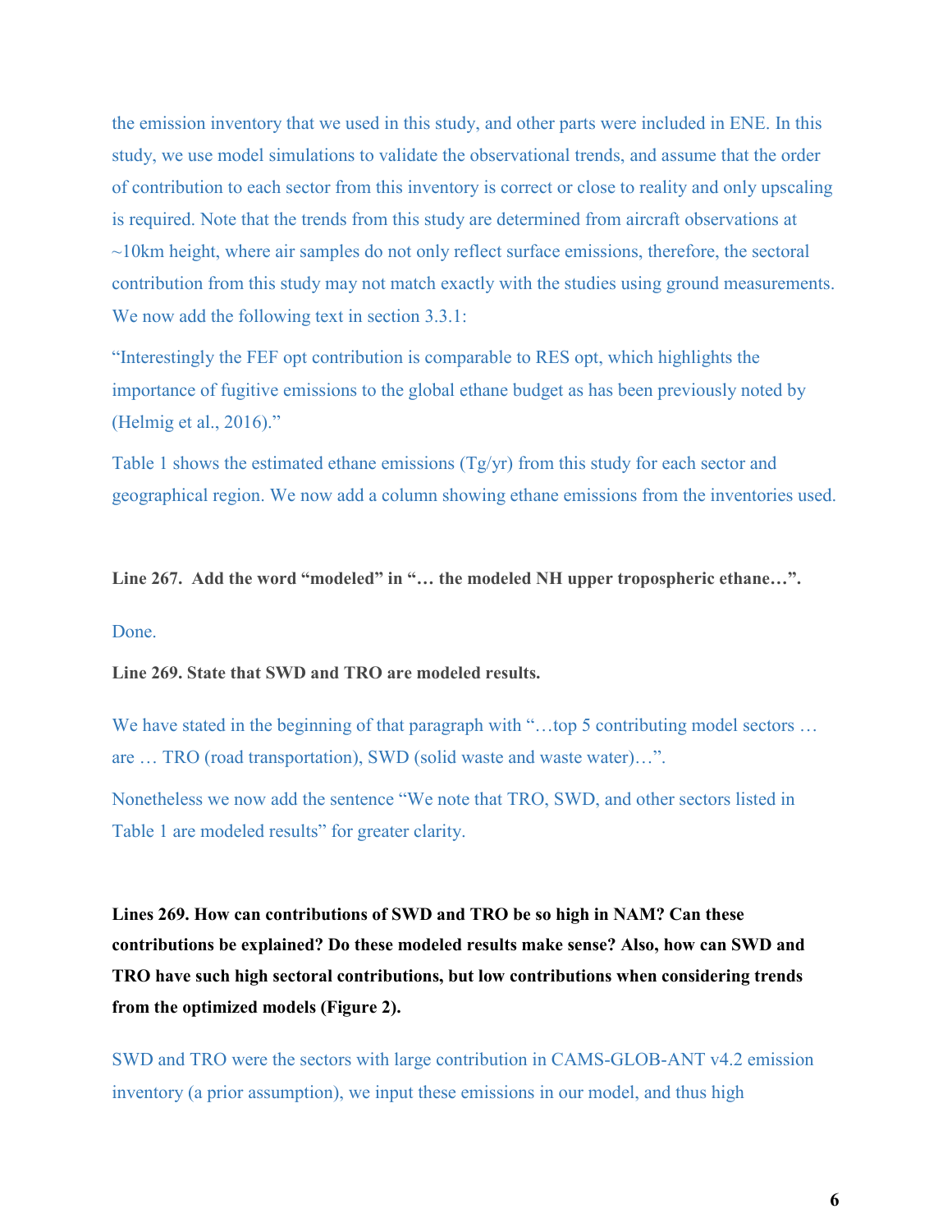the emission inventory that we used in this study, and other parts were included in ENE. In this study, we use model simulations to validate the observational trends, and assume that the order of contribution to each sector from this inventory is correct or close to reality and only upscaling is required. Note that the trends from this study are determined from aircraft observations at ~10km height, where air samples do not only reflect surface emissions, therefore, the sectoral contribution from this study may not match exactly with the studies using ground measurements. We now add the following text in section 3.3.1:

"Interestingly the FEF opt contribution is comparable to RES opt, which highlights the importance of fugitive emissions to the global ethane budget as has been previously noted by (Helmig et al., 2016)."

Table 1 shows the estimated ethane emissions (Tg/yr) from this study for each sector and geographical region. We now add a column showing ethane emissions from the inventories used.

**Line 267. Add the word "modeled" in "… the modeled NH upper tropospheric ethane…".**

Done.

**Line 269. State that SWD and TRO are modeled results.**

We have stated in the beginning of that paragraph with "…top 5 contributing model sectors … are … TRO (road transportation), SWD (solid waste and waste water)…".

Nonetheless we now add the sentence "We note that TRO, SWD, and other sectors listed in Table 1 are modeled results" for greater clarity.

**Lines 269. How can contributions of SWD and TRO be so high in NAM? Can these contributions be explained? Do these modeled results make sense? Also, how can SWD and TRO have such high sectoral contributions, but low contributions when considering trends from the optimized models (Figure 2).**

SWD and TRO were the sectors with large contribution in CAMS-GLOB-ANT v4.2 emission inventory (a prior assumption), we input these emissions in our model, and thus high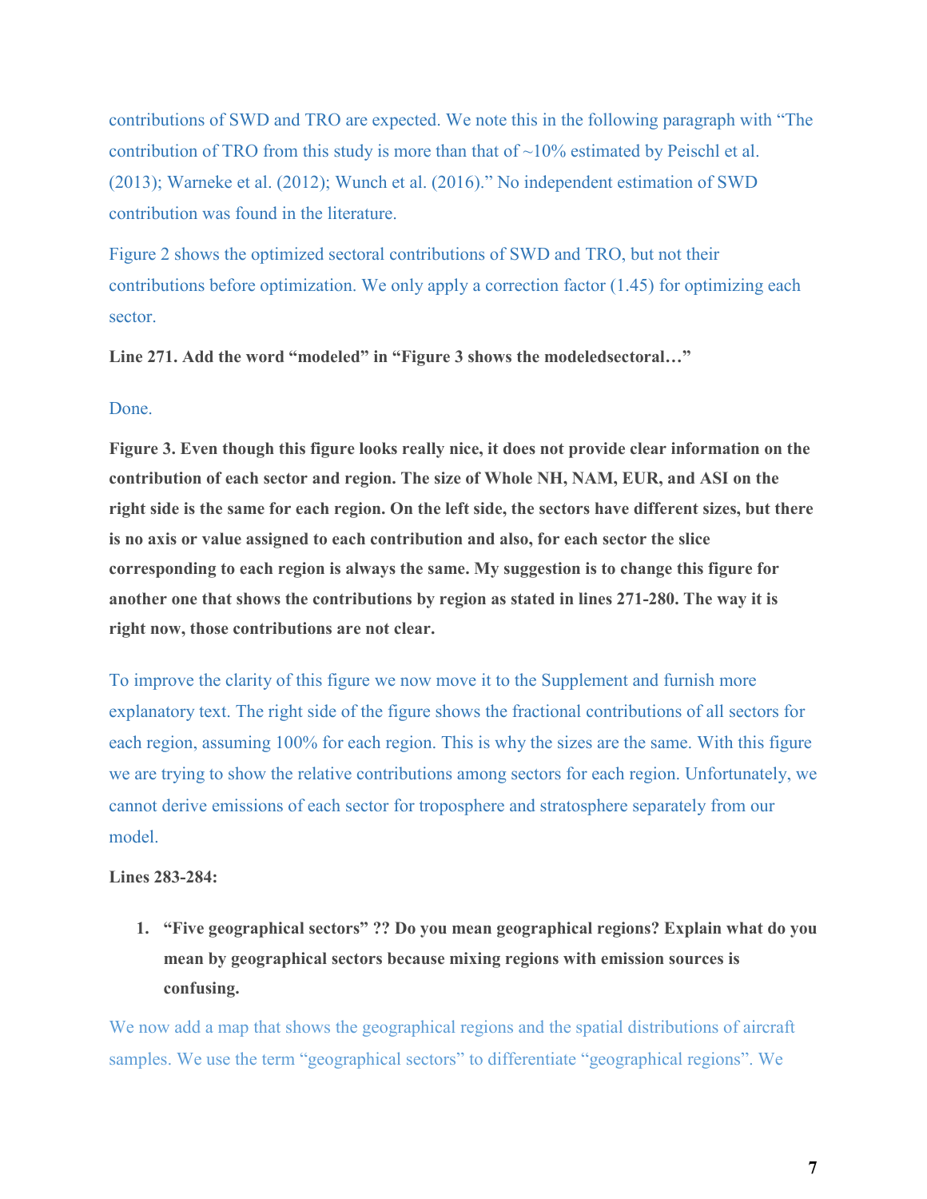contributions of SWD and TRO are expected. We note this in the following paragraph with "The contribution of TRO from this study is more than that of ~10% estimated by Peischl et al. (2013); Warneke et al. (2012); Wunch et al. (2016)." No independent estimation of SWD contribution was found in the literature.

Figure 2 shows the optimized sectoral contributions of SWD and TRO, but not their contributions before optimization. We only apply a correction factor (1.45) for optimizing each sector.

**Line 271. Add the word "modeled" in "Figure 3 shows the modeledsectoral…"**

Done.

**Figure 3. Even though this figure looks really nice, it does not provide clear information on the contribution of each sector and region. The size of Whole NH, NAM, EUR, and ASI on the right side is the same for each region. On the left side, the sectors have different sizes, but there is no axis or value assigned to each contribution and also, for each sector the slice corresponding to each region is always the same. My suggestion is to change this figure for another one that shows the contributions by region as stated in lines 271-280. The way it is right now, those contributions are not clear.**

To improve the clarity of this figure we now move it to the Supplement and furnish more explanatory text. The right side of the figure shows the fractional contributions of all sectors for each region, assuming 100% for each region. This is why the sizes are the same. With this figure we are trying to show the relative contributions among sectors for each region. Unfortunately, we cannot derive emissions of each sector for troposphere and stratosphere separately from our model.

**Lines 283-284:**

1. **"Five geographical sectors" ?? Do you mean geographical regions? Explain what do you mean by geographical sectors because mixing regions with emission sources is confusing.**

We now add a map that shows the geographical regions and the spatial distributions of aircraft samples. We use the term "geographical sectors" to differentiate "geographical regions". We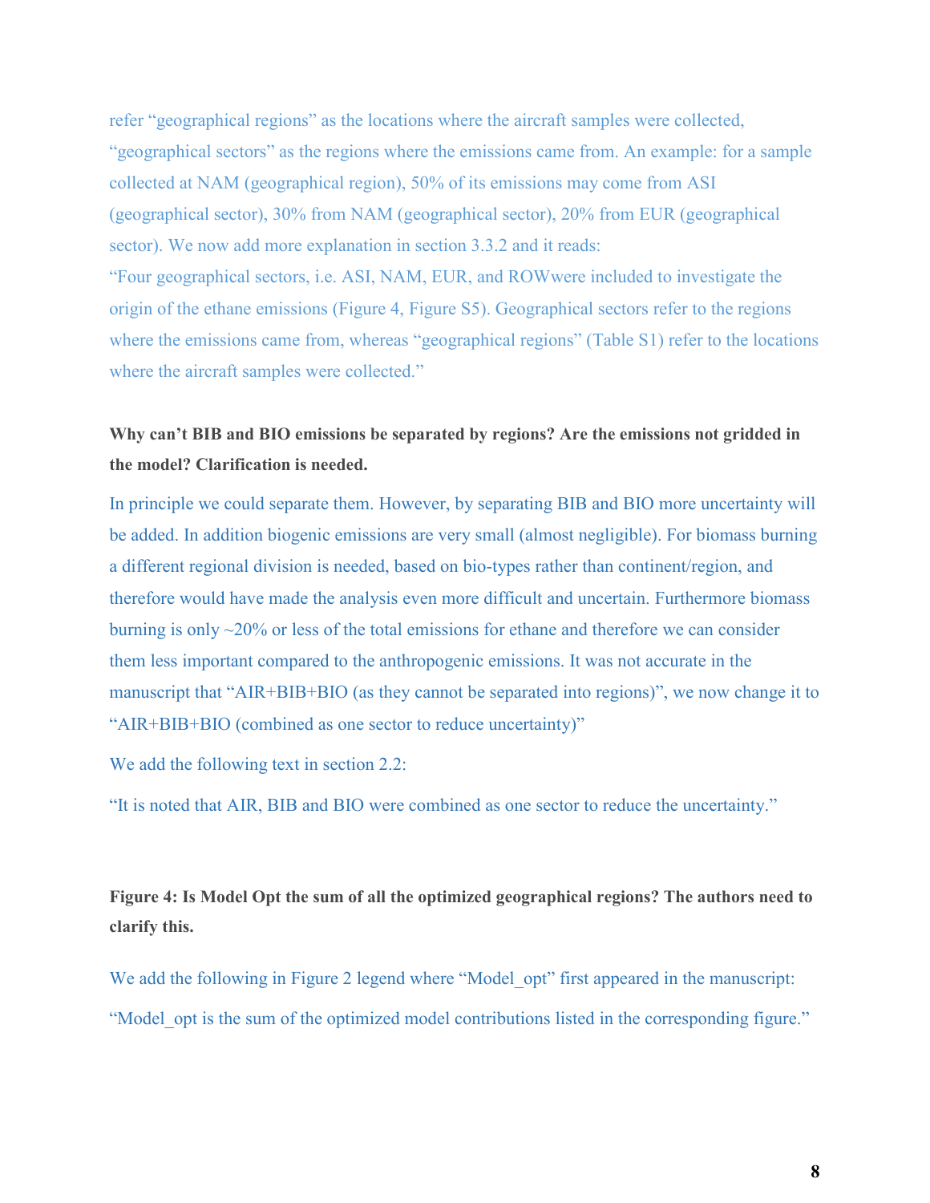refer "geographical regions" as the locations where the aircraft samples were collected, "geographical sectors" as the regions where the emissions came from. An example: for a sample collected at NAM (geographical region), 50% of its emissions may come from ASI (geographical sector), 30% from NAM (geographical sector), 20% from EUR (geographical sector). We now add more explanation in section 3.3.2 and it reads:

"Four geographical sectors, i.e. ASI, NAM, EUR, and ROWwere included to investigate the origin of the ethane emissions (Figure 4, Figure S5). Geographical sectors refer to the regions where the emissions came from, whereas "geographical regions" (Table S1) refer to the locations where the aircraft samples were collected."

**Why can't BIB and BIO emissions be separated by regions? Are the emissions not gridded in the model? Clarification is needed.**

In principle we could separate them. However, by separating BIB and BIO more uncertainty will be added. In addition biogenic emissions are very small (almost negligible). For biomass burning a different regional division is needed, based on bio-types rather than continent/region, and therefore would have made the analysis even more difficult and uncertain. Furthermore biomass burning is only ~20% or less of the total emissions for ethane and therefore we can consider them less important compared to the anthropogenic emissions. It was not accurate in the manuscript that "AIR+BIB+BIO (as they cannot be separated into regions)", we now change it to "AIR+BIB+BIO (combined as one sector to reduce uncertainty)"

We add the following text in section 2.2:

"It is noted that AIR, BIB and BIO were combined as one sector to reduce the uncertainty."

**Figure 4: Is Model Opt the sum of all the optimized geographical regions? The authors need to clarify this.**

We add the following in Figure 2 legend where "Model_opt" first appeared in the manuscript:

"Model_opt is the sum of the optimized model contributions listed in the corresponding figure."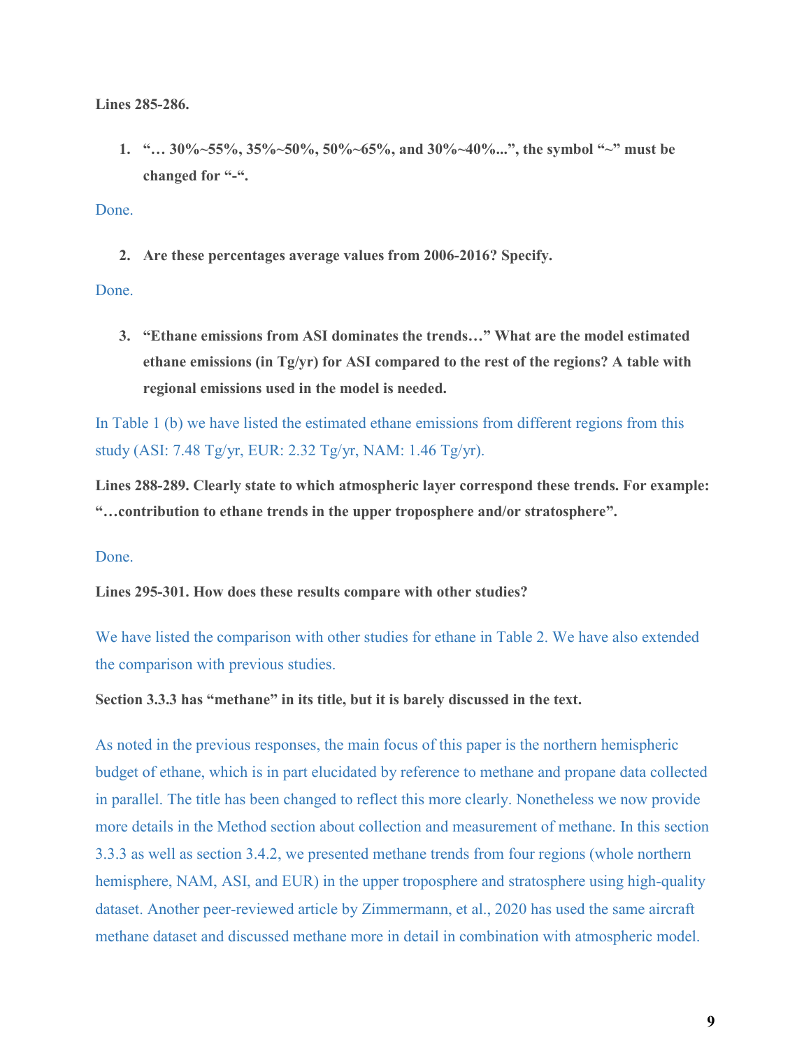**Lines 285-286.**

1. **"… 30%~55%, 35%~50%, 50%~65%, and 30%~40%...", the symbol "~" must be changed for "-".**

Done.

2. **Are these percentages average values from 2006-2016? Specify.**

Done.

3. **"Ethane emissions from ASI dominates the trends…" What are the model estimated ethane emissions (in Tg/yr) for ASI compared to the rest of the regions? A table with regional emissions used in the model is needed.**

In Table 1 (b) we have listed the estimated ethane emissions from different regions from this study (ASI: 7.48 Tg/yr, EUR: 2.32 Tg/yr, NAM: 1.46 Tg/yr).

**Lines 288-289. Clearly state to which atmospheric layer correspond these trends. For example: "…contribution to ethane trends in the upper troposphere and/or stratosphere".**

Done.

**Lines 295-301. How does these results compare with other studies?**

We have listed the comparison with other studies for ethane in Table 2. We have also extended the comparison with previous studies.

**Section 3.3.3 has "methane" in its title, but it is barely discussed in the text.**

As noted in the previous responses, the main focus of this paper is the northern hemispheric budget of ethane, which is in part elucidated by reference to methane and propane data collected in parallel. The title has been changed to reflect this more clearly. Nonetheless we now provide more details in the Method section about collection and measurement of methane. In this section 3.3.3 as well as section 3.4.2, we presented methane trends from four regions (whole northern hemisphere, NAM, ASI, and EUR) in the upper troposphere and stratosphere using high-quality dataset. Another peer-reviewed article by Zimmermann, et al., 2020 has used the same aircraft methane dataset and discussed methane more in detail in combination with atmospheric model.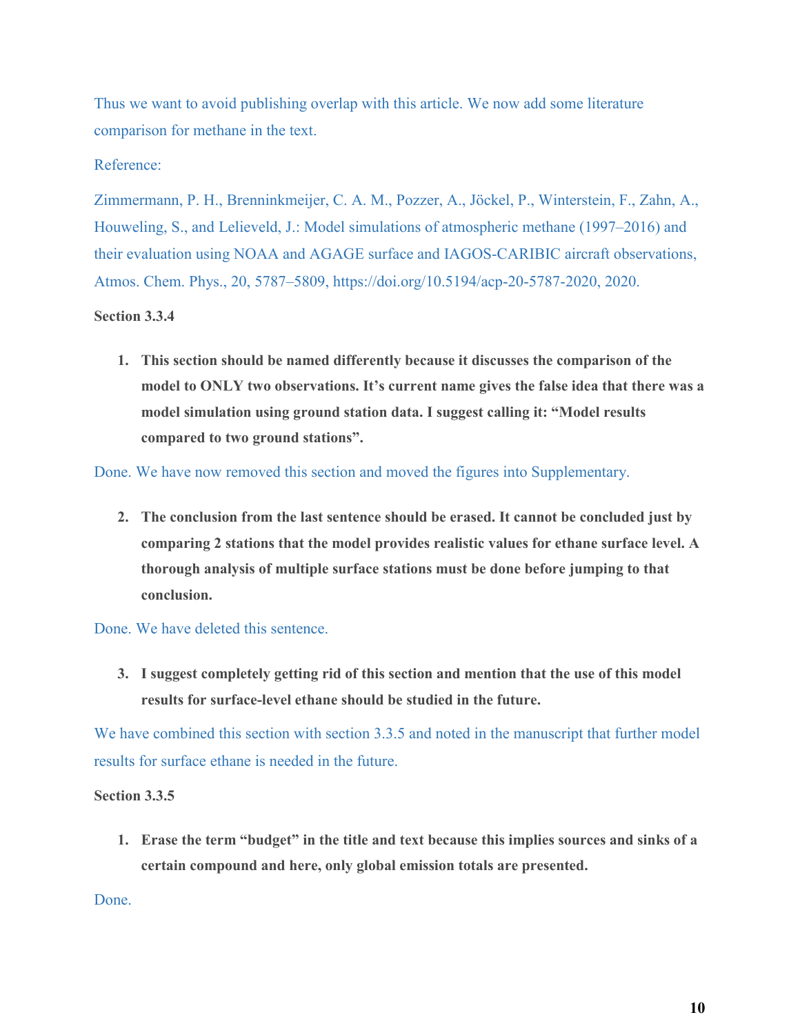Thus we want to avoid publishing overlap with this article. We now add some literature comparison for methane in the text.

Reference:

Zimmermann, P. H., Brenninkmeijer, C. A. M., Pozzer, A., Jöckel, P., Winterstein, F., Zahn, A., Houweling, S., and Lelieveld, J.: Model simulations of atmospheric methane (1997–2016) and their evaluation using NOAA and AGAGE surface and IAGOS-CARIBIC aircraft observations, Atmos. Chem. Phys., 20, 5787–5809, https://doi.org/10.5194/acp-20-5787-2020, 2020.

**Section 3.3.4**

1. **This section should be named differently because it discusses the comparison of the model to ONLY two observations. It's current name gives the false idea that there was a model simulation using ground station data. I suggest calling it: "Model results compared to two ground stations".**

Done. We have now removed this section and moved the figures into Supplementary.

2. **The conclusion from the last sentence should be erased. It cannot be concluded just by comparing 2 stations that the model provides realistic values for ethane surface level. A thorough analysis of multiple surface stations must be done before jumping to that conclusion.**

Done. We have deleted this sentence.

3. **I suggest completely getting rid of this section and mention that the use of this model results for surface-level ethane should be studied in the future.**

We have combined this section with section 3.3.5 and noted in the manuscript that further model results for surface ethane is needed in the future.

**Section 3.3.5**

1. **Erase the term "budget" in the title and text because this implies sources and sinks of a certain compound and here, only global emission totals are presented.**

Done.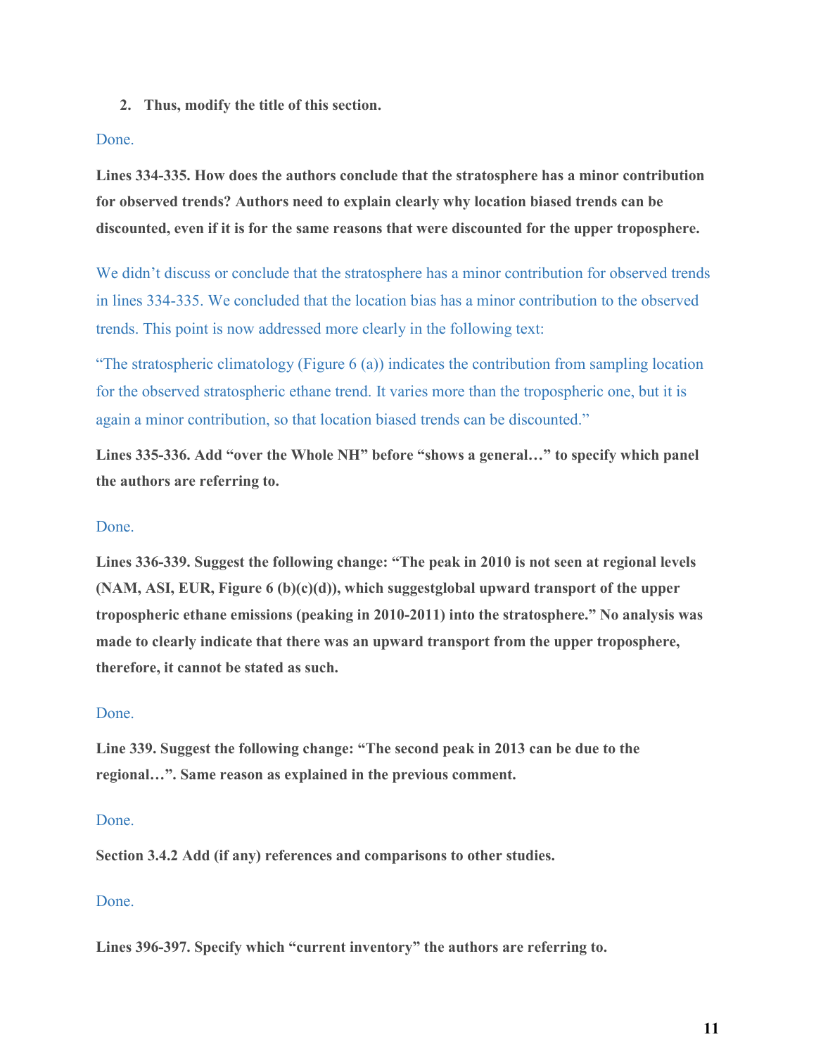2. **Thus, modify the title of this section.**

Done.

**Lines 334-335. How does the authors conclude that the stratosphere has a minor contribution for observed trends? Authors need to explain clearly why location biased trends can be discounted, even if it is for the same reasons that were discounted for the upper troposphere.**

We didn't discuss or conclude that the stratosphere has a minor contribution for observed trends in lines 334-335. We concluded that the location bias has a minor contribution to the observed trends. This point is now addressed more clearly in the following text:

"The stratospheric climatology (Figure 6 (a)) indicates the contribution from sampling location for the observed stratospheric ethane trend. It varies more than the tropospheric one, but it is again a minor contribution, so that location biased trends can be discounted."

**Lines 335-336. Add "over the Whole NH" before "shows a general…" to specify which panel the authors are referring to.**

Done.

**Lines 336-339. Suggest the following change: "The peak in 2010 is not seen at regional levels (NAM, ASI, EUR, Figure 6 (b)(c)(d)), which suggestglobal upward transport of the upper tropospheric ethane emissions (peaking in 2010-2011) into the stratosphere." No analysis was made to clearly indicate that there was an upward transport from the upper troposphere, therefore, it cannot be stated as such.**

Done.

**Line 339. Suggest the following change: "The second peak in 2013 can be due to the regional…". Same reason as explained in the previous comment.**

Done.

**Section 3.4.2 Add (if any) references and comparisons to other studies.**

Done.

**Lines 396-397. Specify which "current inventory" the authors are referring to.**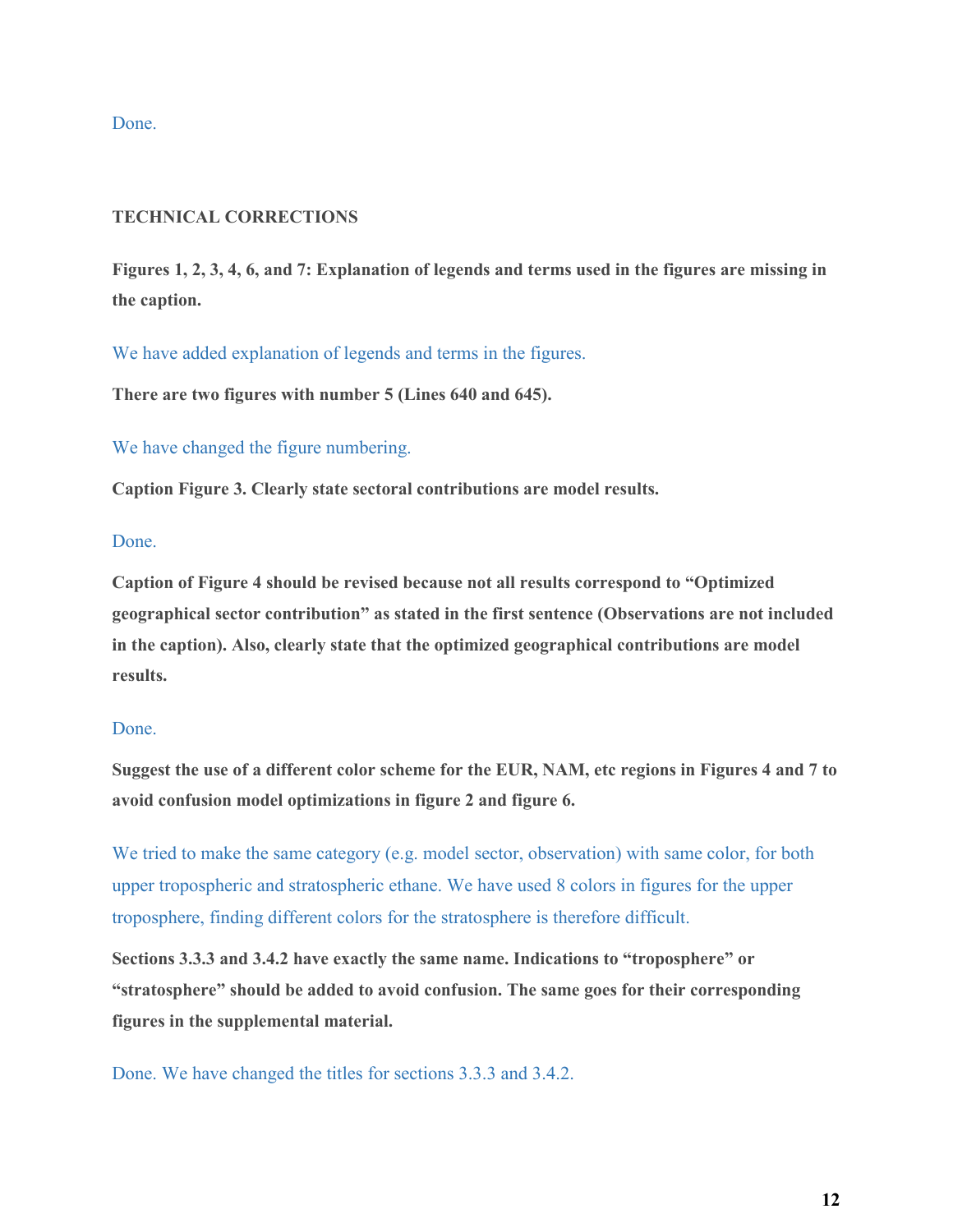Done.

**TECHNICAL CORRECTIONS**

**Figures 1, 2, 3, 4, 6, and 7: Explanation of legends and terms used in the figures are missing in the caption.**

We have added explanation of legends and terms in the figures.

**There are two figures with number 5 (Lines 640 and 645).**

We have changed the figure numbering.

**Caption Figure 3. Clearly state sectoral contributions are model results.**

Done.

**Caption of Figure 4 should be revised because not all results correspond to "Optimized geographical sector contribution" as stated in the first sentence (Observations are not included in the caption). Also, clearly state that the optimized geographical contributions are model results.**

Done.

**Suggest the use of a different color scheme for the EUR, NAM, etc regions in Figures 4 and 7 to avoid confusion model optimizations in figure 2 and figure 6.**

We tried to make the same category (e.g. model sector, observation) with same color, for both upper tropospheric and stratospheric ethane. We have used 8 colors in figures for the upper troposphere, finding different colors for the stratosphere is therefore difficult.

**Sections 3.3.3 and 3.4.2 have exactly the same name. Indications to "troposphere" or "stratosphere" should be added to avoid confusion. The same goes for their corresponding figures in the supplemental material.**

Done. We have changed the titles for sections 3.3.3 and 3.4.2.